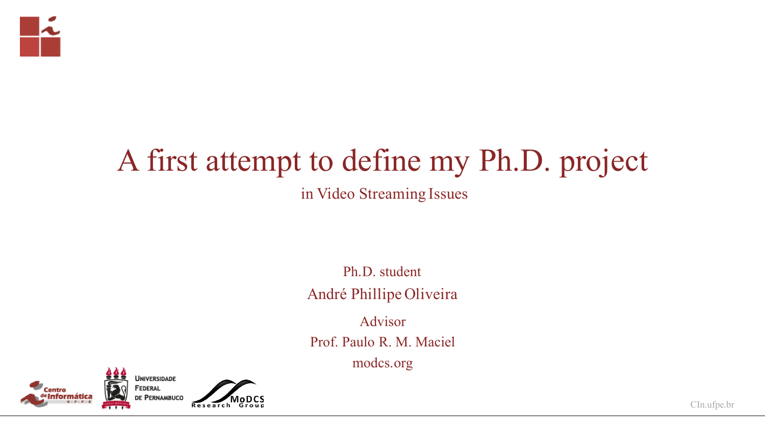# A first attempt to define my Ph.D. project

in Video Streaming Issues

Ph.D. student

André Phillipe Oliveira

Advisor

Prof. Paulo R. M. Maciel

modcs.org

CIn.ufpe.br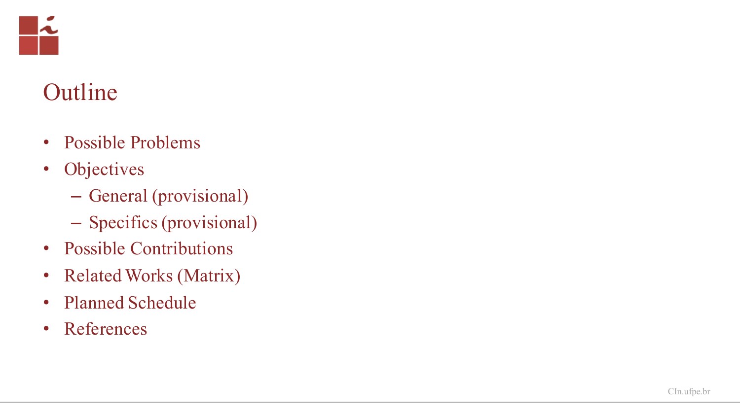# Outline

- Possible Problems
- Objectives
  - General (provisional)
  - Specifics (provisional)
- Possible Contributions
- Related Works (Matrix)
- Planned Schedule
- References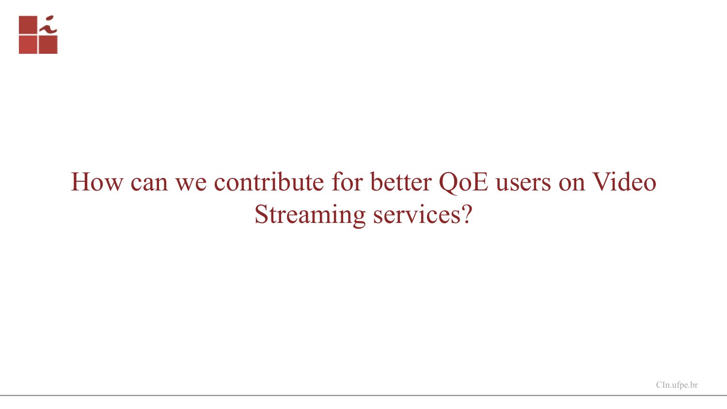# How can we contribute for better QoE users on Video Streaming services?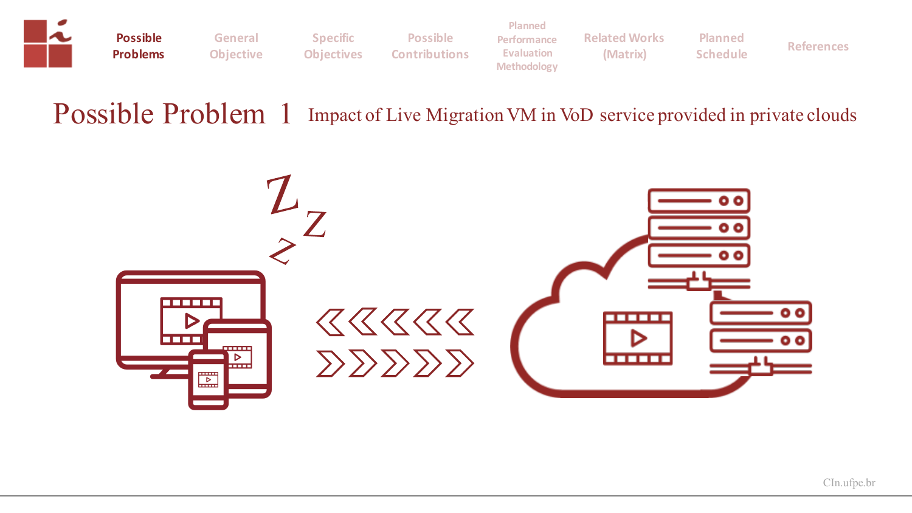Possible Problems | General Objective | Specific Objectives | Possible Contributions | Planned Performance Evaluation Methodology | Related Works (Matrix) | Planned Schedule | References

# Possible Problem 1

Impact of Live Migration VM in VoD service provided in private clouds

CIn.ufpe.br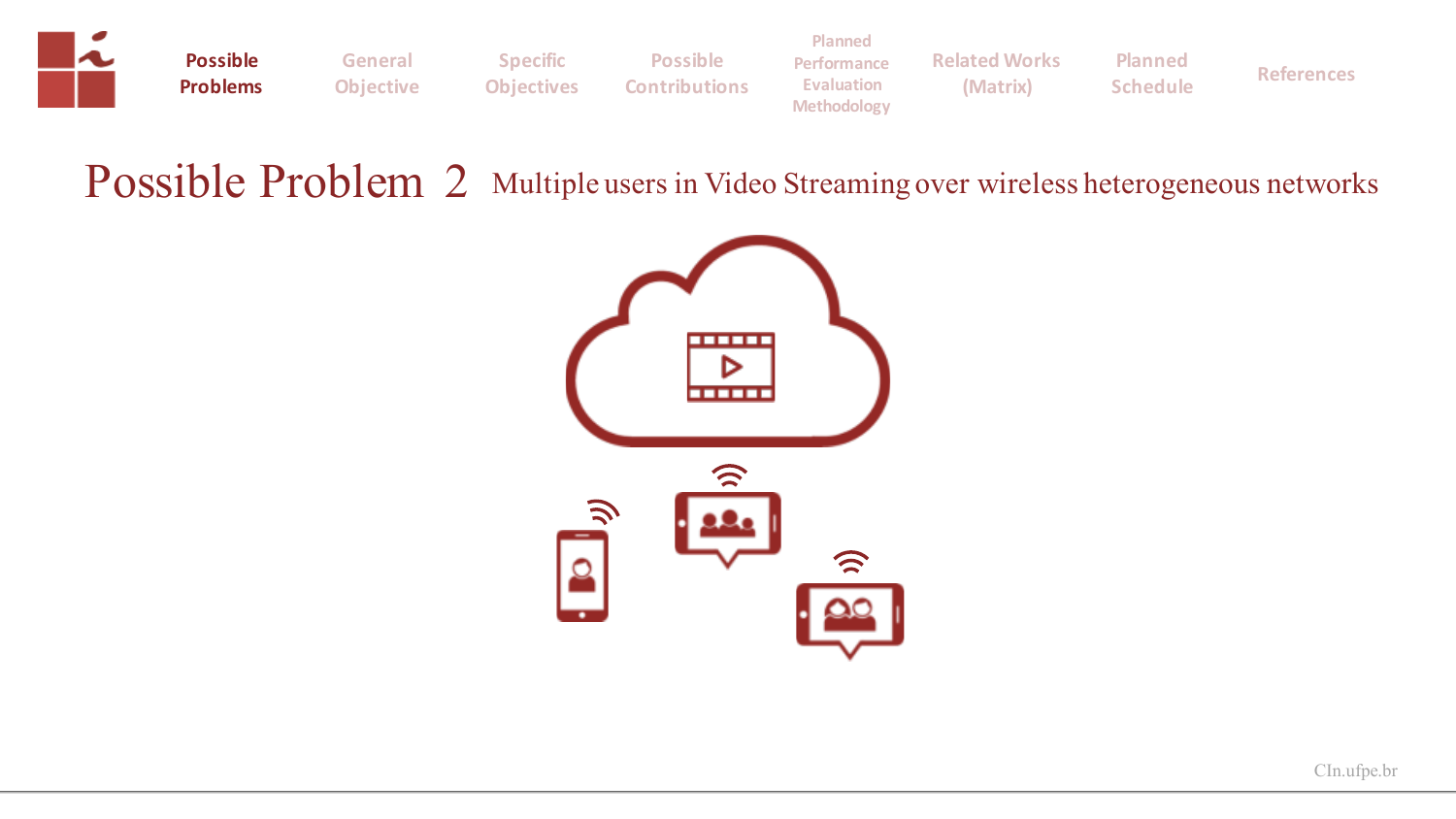Possible Problems | General Objective | Specific Objectives | Possible Contributions | Planned Performance Evaluation Methodology | Related Works (Matrix) | Planned Schedule | References

# Possible Problem 2 Multiple users in Video Streaming over wireless heterogeneous networks

CIn.ufpe.br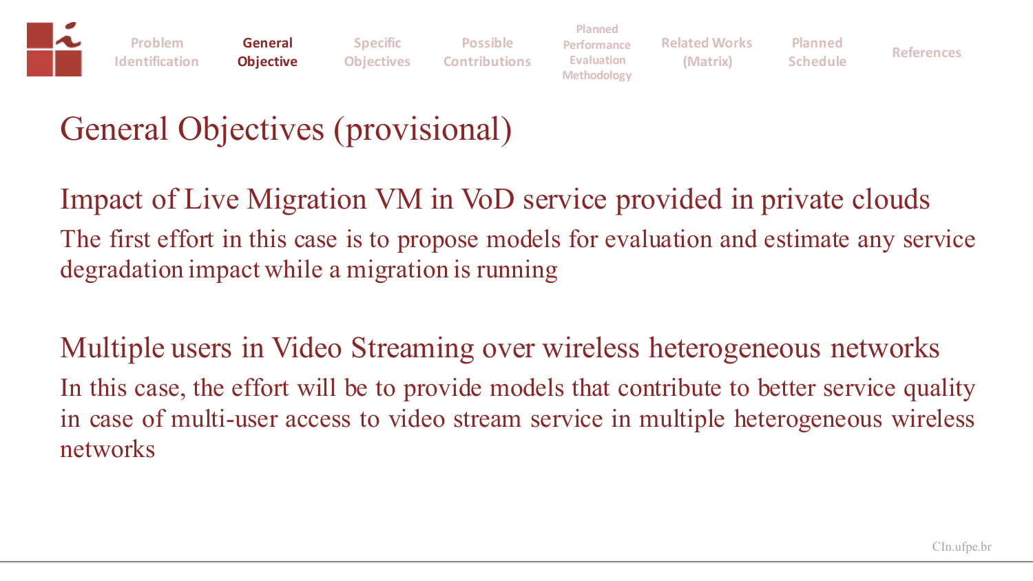# General Objectives (provisional)

## Impact of Live Migration VM in VoD service provided in private clouds

The first effort in this case is to propose models for evaluation and estimate any service degradation impact while a migration is running

## Multiple users in Video Streaming over wireless heterogeneous networks

In this case, the effort will be to provide models that contribute to better service quality in case of multi-user access to video stream service in multiple heterogeneous wireless networks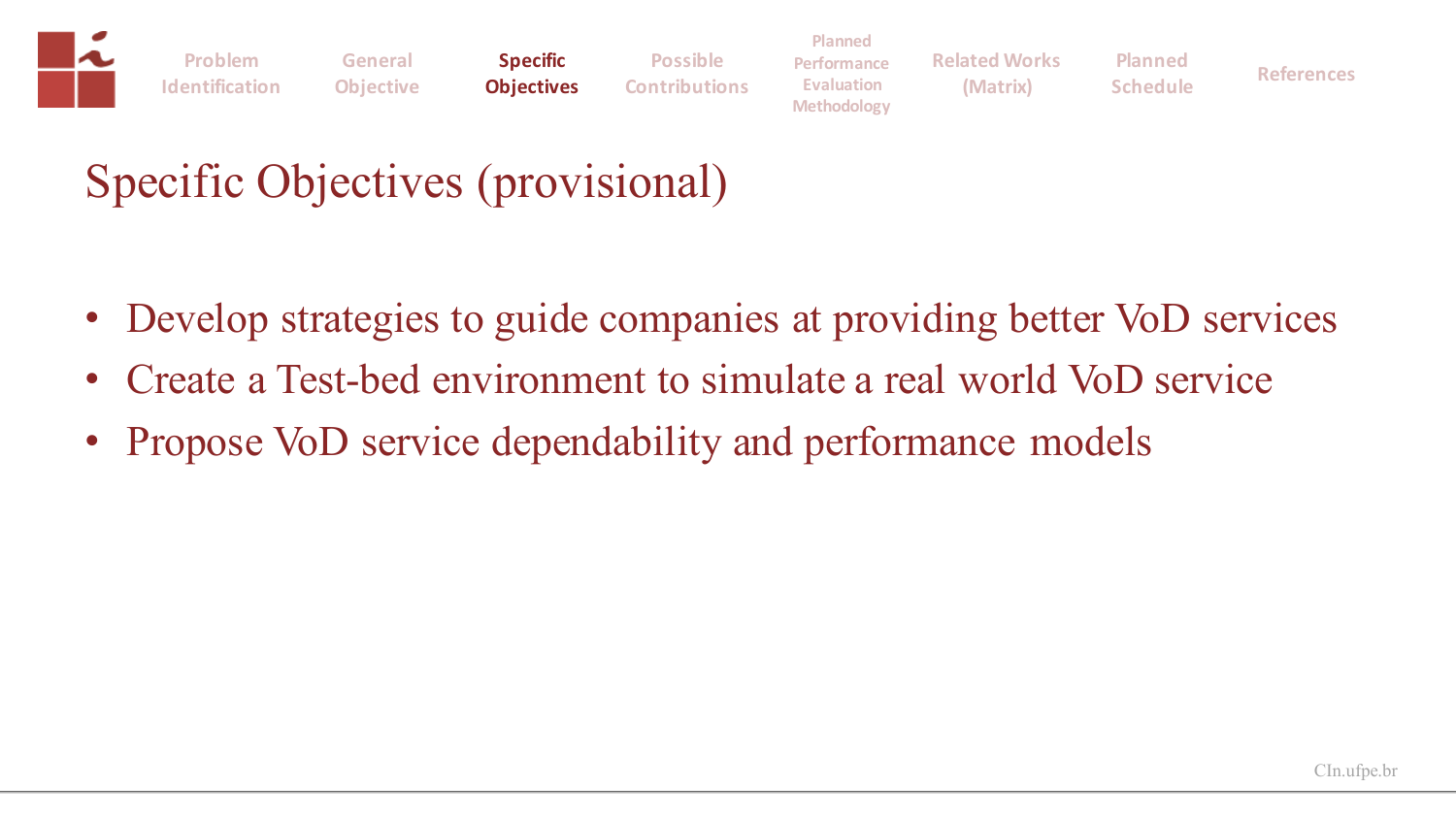# Specific Objectives (provisional)

- Develop strategies to guide companies at providing better VoD services
- Create a Test-bed environment to simulate a real world VoD service
- Propose VoD service dependability and performance models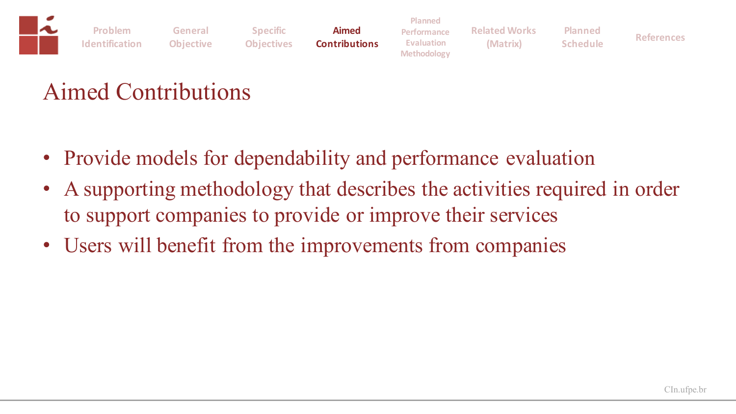# Aimed Contributions

- Provide models for dependability and performance evaluation
- A supporting methodology that describes the activities required in order to support companies to provide or improve their services
- Users will benefit from the improvements from companies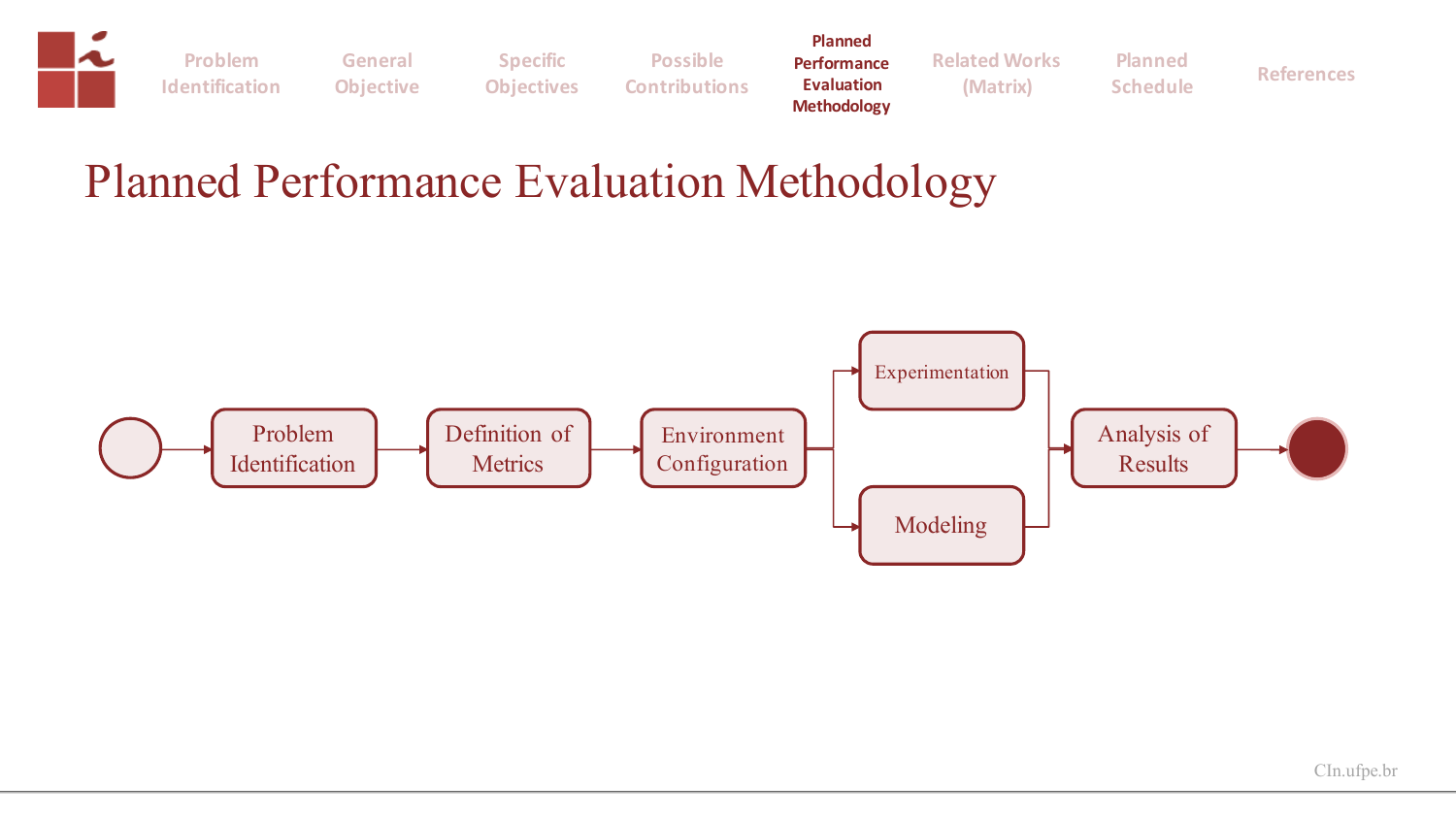# Planned Performance Evaluation Methodology

Problem Identification → Definition of Metrics → Environment Configuration → Experimentation / Modeling → Analysis of Results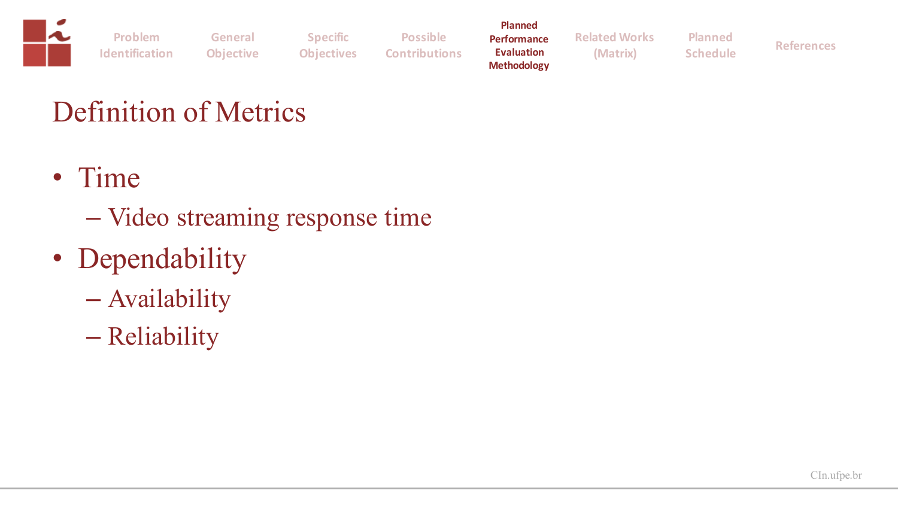# Definition of Metrics

- Time
  - Video streaming response time
- Dependability
  - Availability
  - Reliability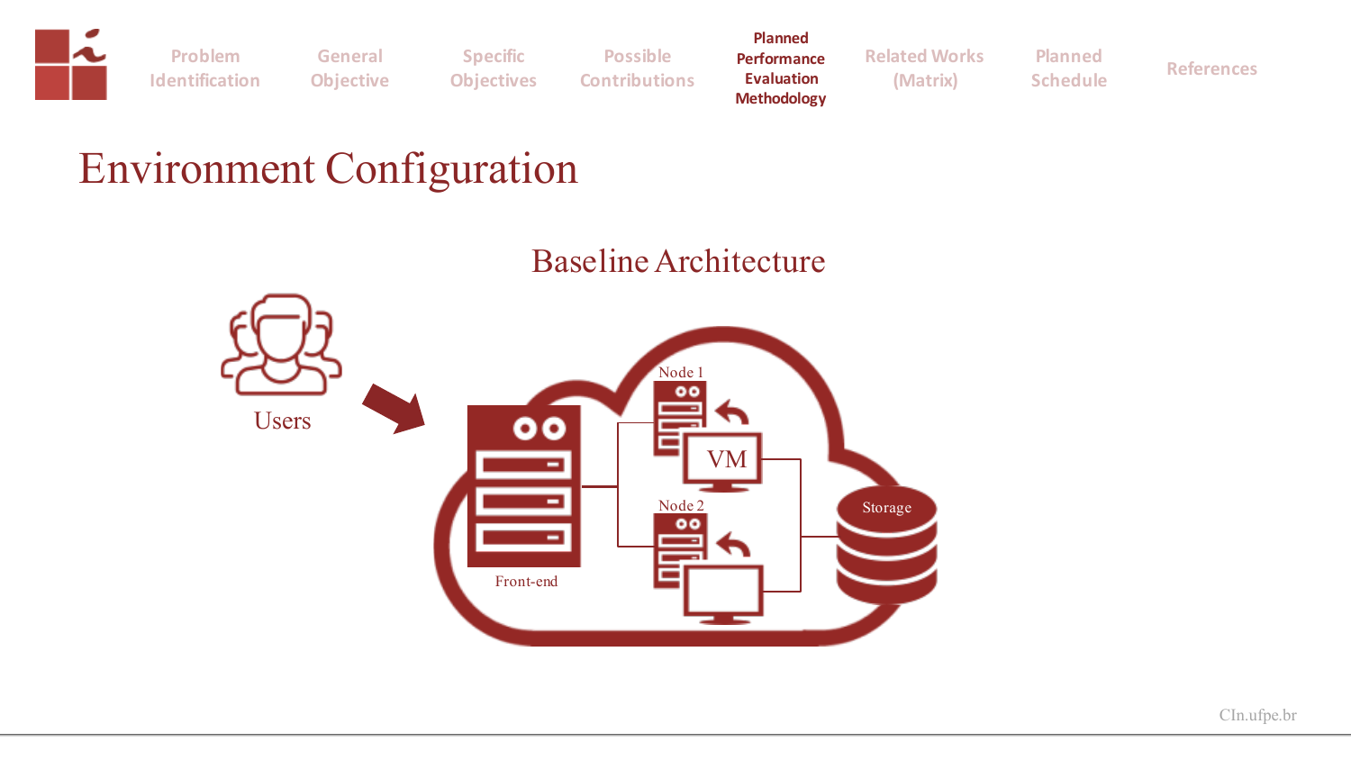# Environment Configuration

## Baseline Architecture

Users

Front-end

Node 1

VM

Node 2

Storage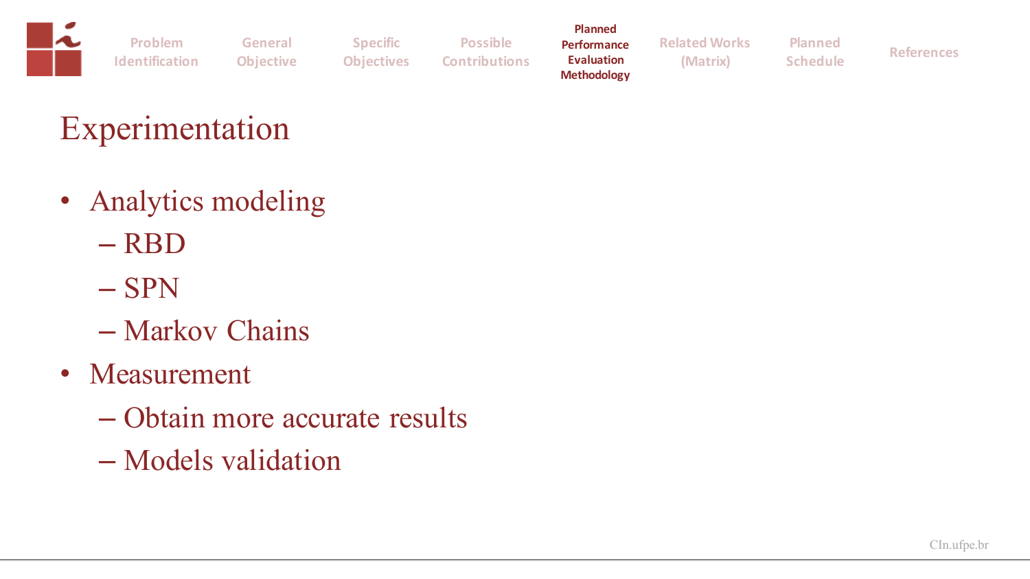# Experimentation

- Analytics modeling
  - RBD
  - SPN
  - Markov Chains
- Measurement
  - Obtain more accurate results
  - Models validation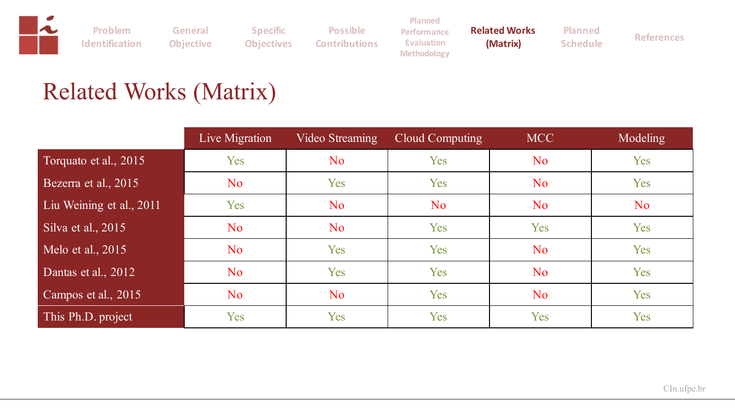# Related Works (Matrix)

| | Live Migration | Video Streaming | Cloud Computing | MCC | Modeling |
|---|---|---|---|---|---|
| Torquato et al., 2015 | Yes | No | Yes | No | Yes |
| Bezerra et al., 2015 | No | Yes | Yes | No | Yes |
| Liu Weining et al., 2011 | Yes | No | No | No | No |
| Silva et al., 2015 | No | No | Yes | Yes | Yes |
| Melo et al., 2015 | No | Yes | Yes | No | Yes |
| Dantas et al., 2012 | No | Yes | Yes | No | Yes |
| Campos et al., 2015 | No | No | Yes | No | Yes |
| This Ph.D. project | Yes | Yes | Yes | Yes | Yes |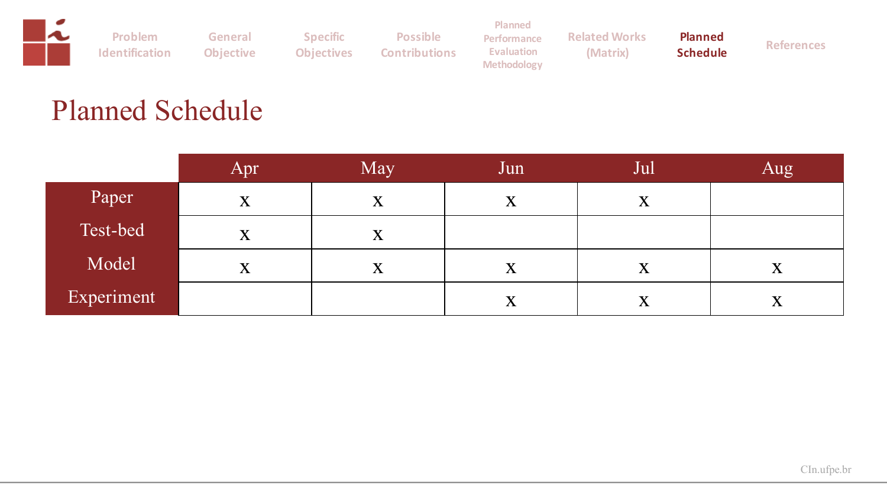# Planned Schedule

| | Apr | May | Jun | Jul | Aug |
|---|---|---|---|---|---|
| Paper | x | x | x | x | |
| Test-bed | x | x | | | |
| Model | x | x | x | x | x |
| Experiment | | | x | x | x |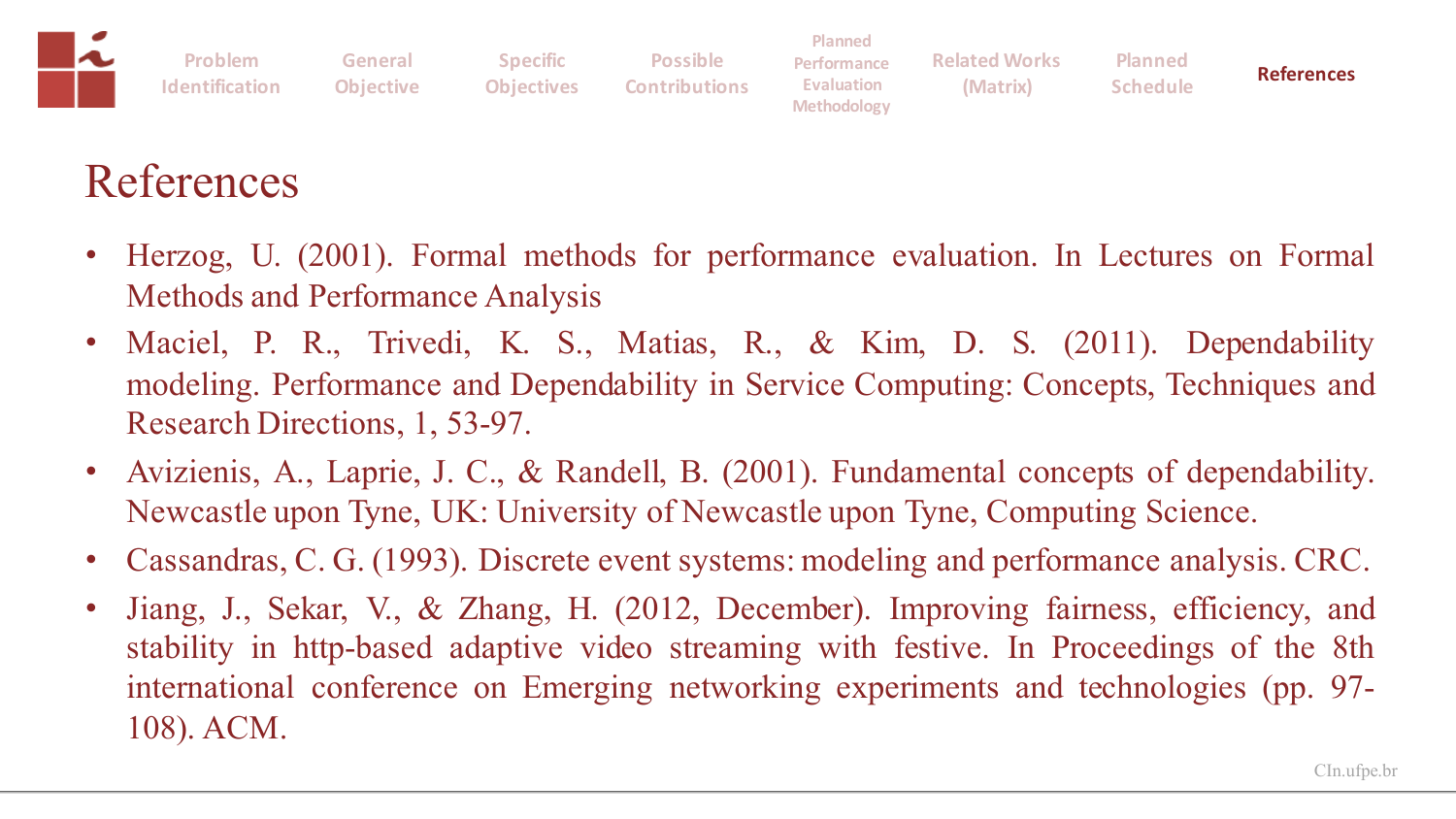# References

- Herzog, U. (2001). Formal methods for performance evaluation. In Lectures on Formal Methods and Performance Analysis
- Maciel, P. R., Trivedi, K. S., Matias, R., & Kim, D. S. (2011). Dependability modeling. Performance and Dependability in Service Computing: Concepts, Techniques and Research Directions, 1, 53-97.
- Avizienis, A., Laprie, J. C., & Randell, B. (2001). Fundamental concepts of dependability. Newcastle upon Tyne, UK: University of Newcastle upon Tyne, Computing Science.
- Cassandras, C. G. (1993). Discrete event systems: modeling and performance analysis. CRC.
- Jiang, J., Sekar, V., & Zhang, H. (2012, December). Improving fairness, efficiency, and stability in http-based adaptive video streaming with festive. In Proceedings of the 8th international conference on Emerging networking experiments and technologies (pp. 97-108). ACM.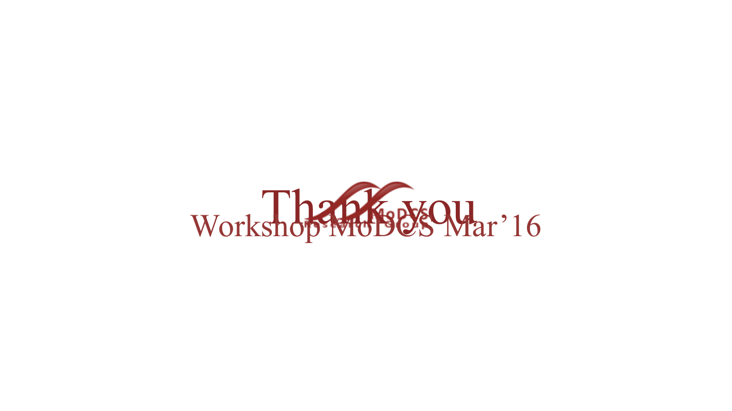# Thank you

Workshop MoDCS Mar'16